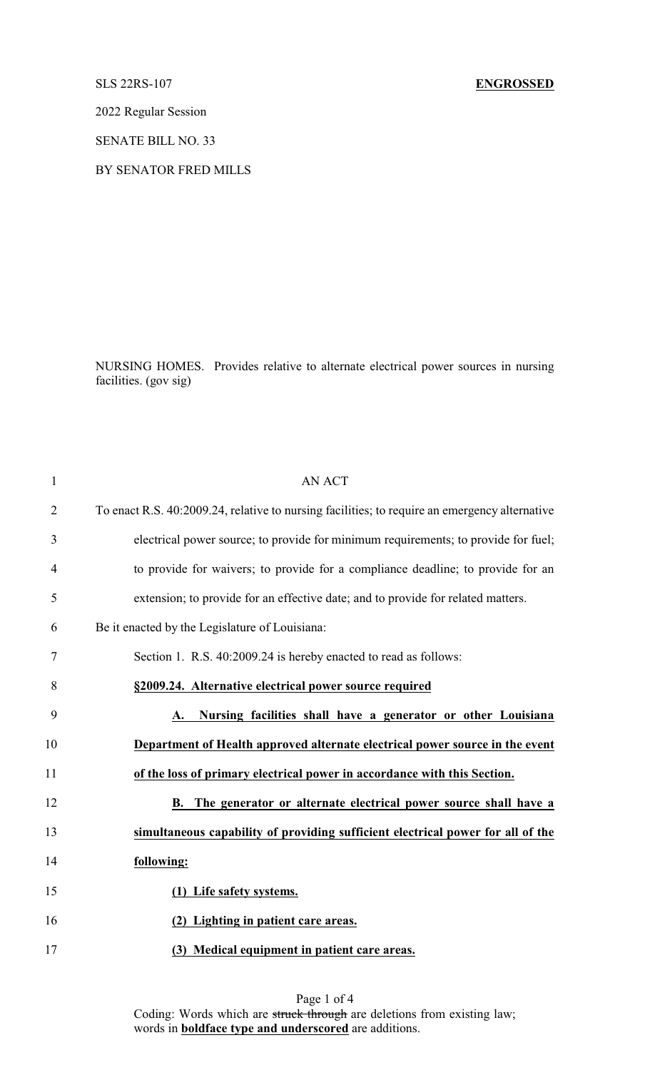SLS 22RS-107 **ENGROSSED**

2022 Regular Session

SENATE BILL NO. 33

BY SENATOR FRED MILLS

NURSING HOMES. Provides relative to alternate electrical power sources in nursing facilities. (gov sig)

AN ACT

To enact R.S. 40:2009.24, relative to nursing facilities; to require an emergency alternative electrical power source; to provide for minimum requirements; to provide for fuel; to provide for waivers; to provide for a compliance deadline; to provide for an extension; to provide for an effective date; and to provide for related matters.

Be it enacted by the Legislature of Louisiana:

Section 1. R.S. 40:2009.24 is hereby enacted to read as follows:

**§2009.24. Alternative electrical power source required**

**A. Nursing facilities shall have a generator or other Louisiana Department of Health approved alternate electrical power source in the event of the loss of primary electrical power in accordance with this Section.**

**B. The generator or alternate electrical power source shall have a simultaneous capability of providing sufficient electrical power for all of the following:**

**(1) Life safety systems.**

**(2) Lighting in patient care areas.**

**(3) Medical equipment in patient care areas.**

Coding: Words which are ~~struck through~~ are deletions from existing law; words in **boldface type and underscored** are additions.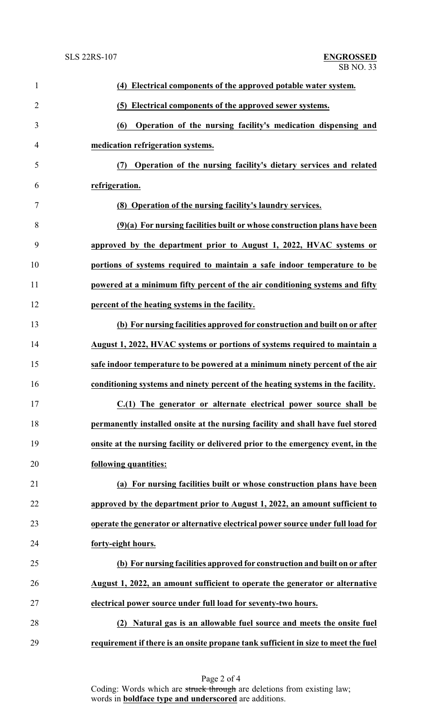**(4) Electrical components of the approved potable water system.**

**(5) Electrical components of the approved sewer systems.**

**(6) Operation of the nursing facility's medication dispensing and medication refrigeration systems.**

**(7) Operation of the nursing facility's dietary services and related refrigeration.**

**(8) Operation of the nursing facility's laundry services.**

**(9)(a) For nursing facilities built or whose construction plans have been approved by the department prior to August 1, 2022, HVAC systems or portions of systems required to maintain a safe indoor temperature to be powered at a minimum fifty percent of the air conditioning systems and fifty percent of the heating systems in the facility.**

**(b) For nursing facilities approved for construction and built on or after August 1, 2022, HVAC systems or portions of systems required to maintain a safe indoor temperature to be powered at a minimum ninety percent of the air conditioning systems and ninety percent of the heating systems in the facility.**

**C.(1) The generator or alternate electrical power source shall be permanently installed onsite at the nursing facility and shall have fuel stored onsite at the nursing facility or delivered prior to the emergency event, in the following quantities:**

**(a) For nursing facilities built or whose construction plans have been approved by the department prior to August 1, 2022, an amount sufficient to operate the generator or alternative electrical power source under full load for forty-eight hours.**

**(b) For nursing facilities approved for construction and built on or after August 1, 2022, an amount sufficient to operate the generator or alternative electrical power source under full load for seventy-two hours.**

**(2) Natural gas is an allowable fuel source and meets the onsite fuel requirement if there is an onsite propane tank sufficient in size to meet the fuel**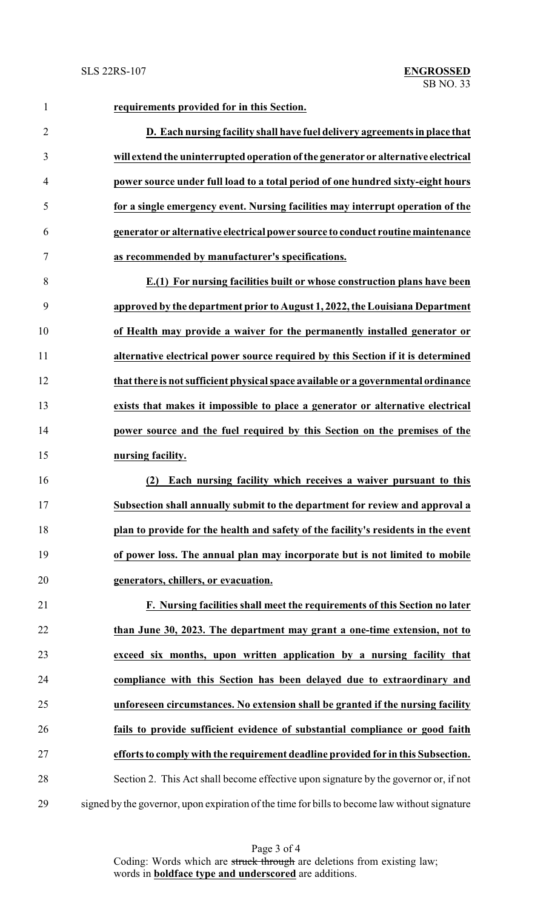**requirements provided for in this Section.**

**D. Each nursing facility shall have fuel delivery agreements in place that will extend the uninterrupted operation of the generator or alternative electrical power source under full load to a total period of one hundred sixty-eight hours for a single emergency event. Nursing facilities may interrupt operation of the generator or alternative electrical power source to conduct routine maintenance as recommended by manufacturer's specifications.**

**E.(1) For nursing facilities built or whose construction plans have been approved by the department prior to August 1, 2022, the Louisiana Department of Health may provide a waiver for the permanently installed generator or alternative electrical power source required by this Section if it is determined that there is not sufficient physical space available or a governmental ordinance exists that makes it impossible to place a generator or alternative electrical power source and the fuel required by this Section on the premises of the nursing facility.**

**(2) Each nursing facility which receives a waiver pursuant to this Subsection shall annually submit to the department for review and approval a plan to provide for the health and safety of the facility's residents in the event of power loss. The annual plan may incorporate but is not limited to mobile generators, chillers, or evacuation.**

**F. Nursing facilities shall meet the requirements of this Section no later than June 30, 2023. The department may grant a one-time extension, not to exceed six months, upon written application by a nursing facility that compliance with this Section has been delayed due to extraordinary and unforeseen circumstances. No extension shall be granted if the nursing facility fails to provide sufficient evidence of substantial compliance or good faith efforts to comply with the requirement deadline provided for in this Subsection.**

Section 2. This Act shall become effective upon signature by the governor or, if not signed by the governor, upon expiration of the time for bills to become law without signature

Coding: Words which are ~~struck through~~ are deletions from existing law; words in **boldface type and underscored** are additions.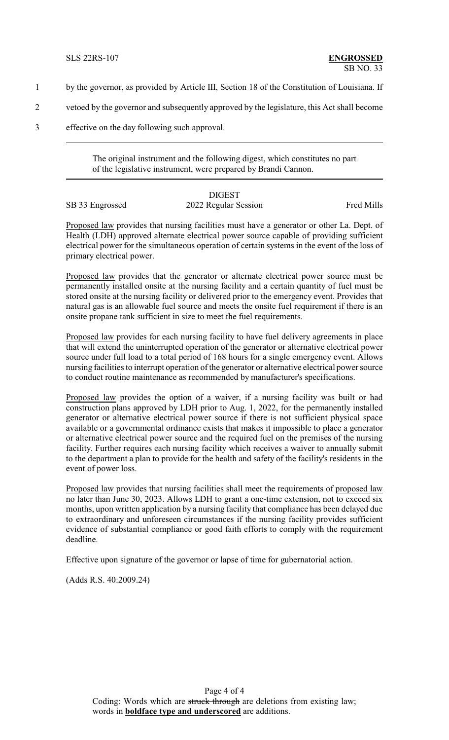by the governor, as provided by Article III, Section 18 of the Constitution of Louisiana. If vetoed by the governor and subsequently approved by the legislature, this Act shall become effective on the day following such approval.

The original instrument and the following digest, which constitutes no part of the legislative instrument, were prepared by Brandi Cannon.

DIGEST

SB 33 Engrossed — 2022 Regular Session — Fred Mills

Proposed law provides that nursing facilities must have a generator or other La. Dept. of Health (LDH) approved alternate electrical power source capable of providing sufficient electrical power for the simultaneous operation of certain systems in the event of the loss of primary electrical power.

Proposed law provides that the generator or alternate electrical power source must be permanently installed onsite at the nursing facility and a certain quantity of fuel must be stored onsite at the nursing facility or delivered prior to the emergency event. Provides that natural gas is an allowable fuel source and meets the onsite fuel requirement if there is an onsite propane tank sufficient in size to meet the fuel requirements.

Proposed law provides for each nursing facility to have fuel delivery agreements in place that will extend the uninterrupted operation of the generator or alternative electrical power source under full load to a total period of 168 hours for a single emergency event. Allows nursing facilities to interrupt operation of the generator or alternative electrical power source to conduct routine maintenance as recommended by manufacturer's specifications.

Proposed law provides the option of a waiver, if a nursing facility was built or had construction plans approved by LDH prior to Aug. 1, 2022, for the permanently installed generator or alternative electrical power source if there is not sufficient physical space available or a governmental ordinance exists that makes it impossible to place a generator or alternative electrical power source and the required fuel on the premises of the nursing facility. Further requires each nursing facility which receives a waiver to annually submit to the department a plan to provide for the health and safety of the facility's residents in the event of power loss.

Proposed law provides that nursing facilities shall meet the requirements of proposed law no later than June 30, 2023. Allows LDH to grant a one-time extension, not to exceed six months, upon written application by a nursing facility that compliance has been delayed due to extraordinary and unforeseen circumstances if the nursing facility provides sufficient evidence of substantial compliance or good faith efforts to comply with the requirement deadline.

Effective upon signature of the governor or lapse of time for gubernatorial action.

(Adds R.S. 40:2009.24)